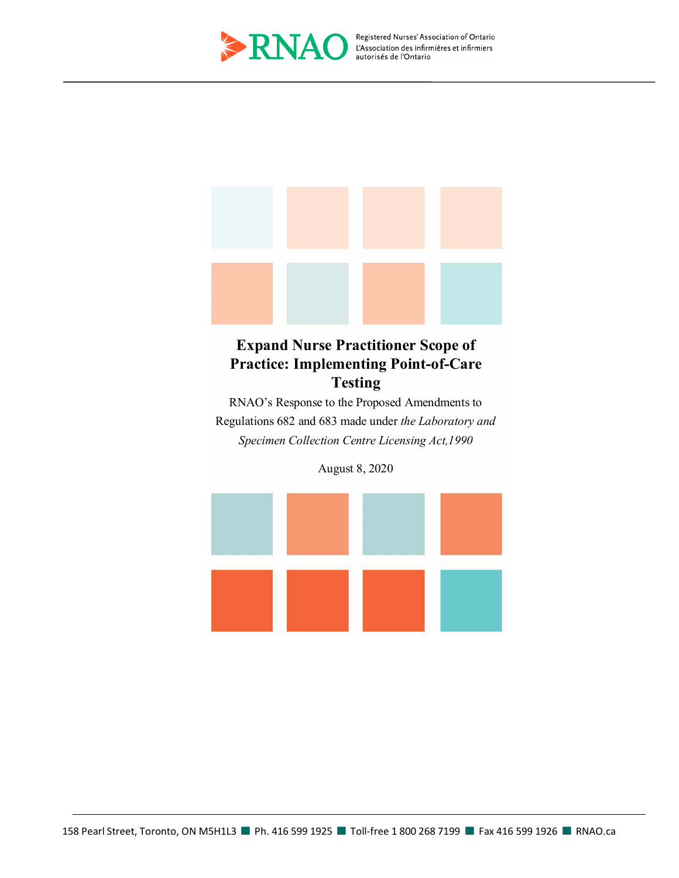RNAO Registered Nurses' Association of Ontario
L'Association des infirmières et infirmiers autorisés de l'Ontario

# Expand Nurse Practitioner Scope of Practice: Implementing Point-of-Care Testing

RNAO's Response to the Proposed Amendments to Regulations 682 and 683 made under *the Laboratory and Specimen Collection Centre Licensing Act,1990*

August 8, 2020

158 Pearl Street, Toronto, ON M5H1L3 ■ Ph. 416 599 1925 ■ Toll-free 1 800 268 7199 ■ Fax 416 599 1926 ■ RNAO.ca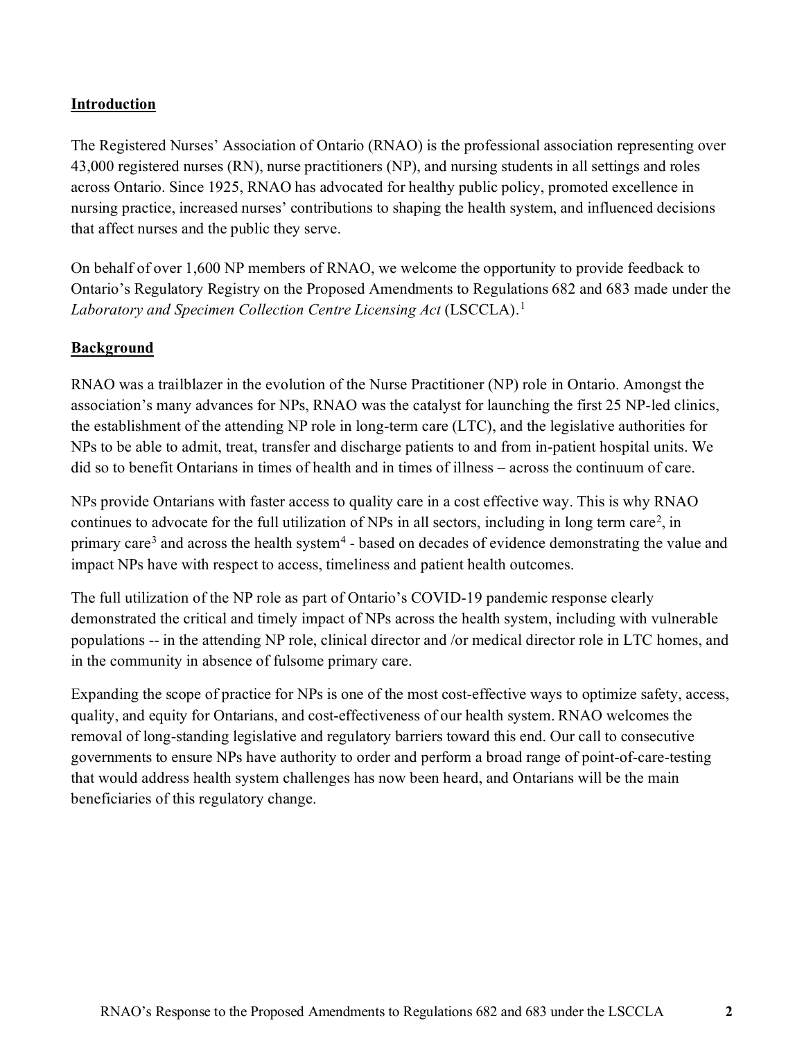## Introduction

The Registered Nurses' Association of Ontario (RNAO) is the professional association representing over 43,000 registered nurses (RN), nurse practitioners (NP), and nursing students in all settings and roles across Ontario. Since 1925, RNAO has advocated for healthy public policy, promoted excellence in nursing practice, increased nurses' contributions to shaping the health system, and influenced decisions that affect nurses and the public they serve.

On behalf of over 1,600 NP members of RNAO, we welcome the opportunity to provide feedback to Ontario's Regulatory Registry on the Proposed Amendments to Regulations 682 and 683 made under the *Laboratory and Specimen Collection Centre Licensing Act* (LSCCLA).[1]

## Background

RNAO was a trailblazer in the evolution of the Nurse Practitioner (NP) role in Ontario. Amongst the association's many advances for NPs, RNAO was the catalyst for launching the first 25 NP-led clinics, the establishment of the attending NP role in long-term care (LTC), and the legislative authorities for NPs to be able to admit, treat, transfer and discharge patients to and from in-patient hospital units. We did so to benefit Ontarians in times of health and in times of illness – across the continuum of care.

NPs provide Ontarians with faster access to quality care in a cost effective way. This is why RNAO continues to advocate for the full utilization of NPs in all sectors, including in long term care[2], in primary care[3] and across the health system[4] - based on decades of evidence demonstrating the value and impact NPs have with respect to access, timeliness and patient health outcomes.

The full utilization of the NP role as part of Ontario's COVID-19 pandemic response clearly demonstrated the critical and timely impact of NPs across the health system, including with vulnerable populations -- in the attending NP role, clinical director and /or medical director role in LTC homes, and in the community in absence of fulsome primary care.

Expanding the scope of practice for NPs is one of the most cost-effective ways to optimize safety, access, quality, and equity for Ontarians, and cost-effectiveness of our health system. RNAO welcomes the removal of long-standing legislative and regulatory barriers toward this end. Our call to consecutive governments to ensure NPs have authority to order and perform a broad range of point-of-care-testing that would address health system challenges has now been heard, and Ontarians will be the main beneficiaries of this regulatory change.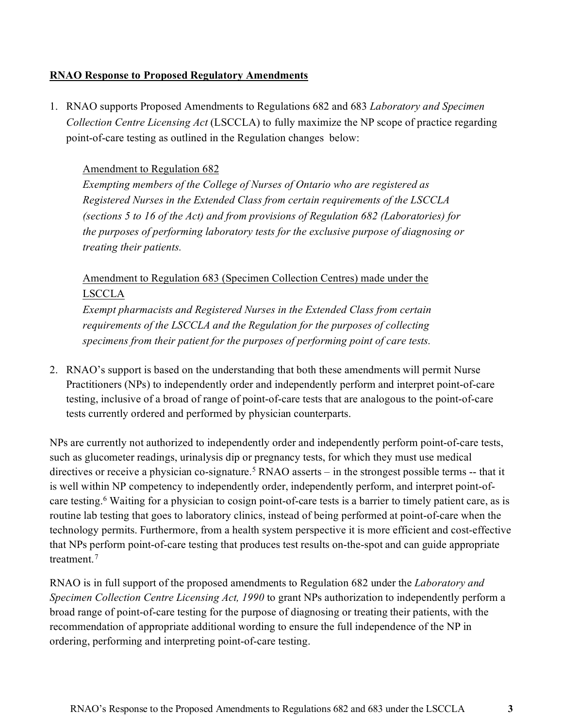**RNAO Response to Proposed Regulatory Amendments**

1. RNAO supports Proposed Amendments to Regulations 682 and 683 *Laboratory and Specimen Collection Centre Licensing Act* (LSCCLA) to fully maximize the NP scope of practice regarding point-of-care testing as outlined in the Regulation changes below:

   Amendment to Regulation 682
   *Exempting members of the College of Nurses of Ontario who are registered as Registered Nurses in the Extended Class from certain requirements of the LSCCLA (sections 5 to 16 of the Act) and from provisions of Regulation 682 (Laboratories) for the purposes of performing laboratory tests for the exclusive purpose of diagnosing or treating their patients.*

   Amendment to Regulation 683 (Specimen Collection Centres) made under the LSCCLA
   *Exempt pharmacists and Registered Nurses in the Extended Class from certain requirements of the LSCCLA and the Regulation for the purposes of collecting specimens from their patient for the purposes of performing point of care tests.*

2. RNAO's support is based on the understanding that both these amendments will permit Nurse Practitioners (NPs) to independently order and independently perform and interpret point-of-care testing, inclusive of a broad of range of point-of-care tests that are analogous to the point-of-care tests currently ordered and performed by physician counterparts.

NPs are currently not authorized to independently order and independently perform point-of-care tests, such as glucometer readings, urinalysis dip or pregnancy tests, for which they must use medical directives or receive a physician co-signature.[5] RNAO asserts – in the strongest possible terms -- that it is well within NP competency to independently order, independently perform, and interpret point-of-care testing.[6] Waiting for a physician to cosign point-of-care tests is a barrier to timely patient care, as is routine lab testing that goes to laboratory clinics, instead of being performed at point-of-care when the technology permits. Furthermore, from a health system perspective it is more efficient and cost-effective that NPs perform point-of-care testing that produces test results on-the-spot and can guide appropriate treatment.[7]

RNAO is in full support of the proposed amendments to Regulation 682 under the *Laboratory and Specimen Collection Centre Licensing Act, 1990* to grant NPs authorization to independently perform a broad range of point-of-care testing for the purpose of diagnosing or treating their patients, with the recommendation of appropriate additional wording to ensure the full independence of the NP in ordering, performing and interpreting point-of-care testing.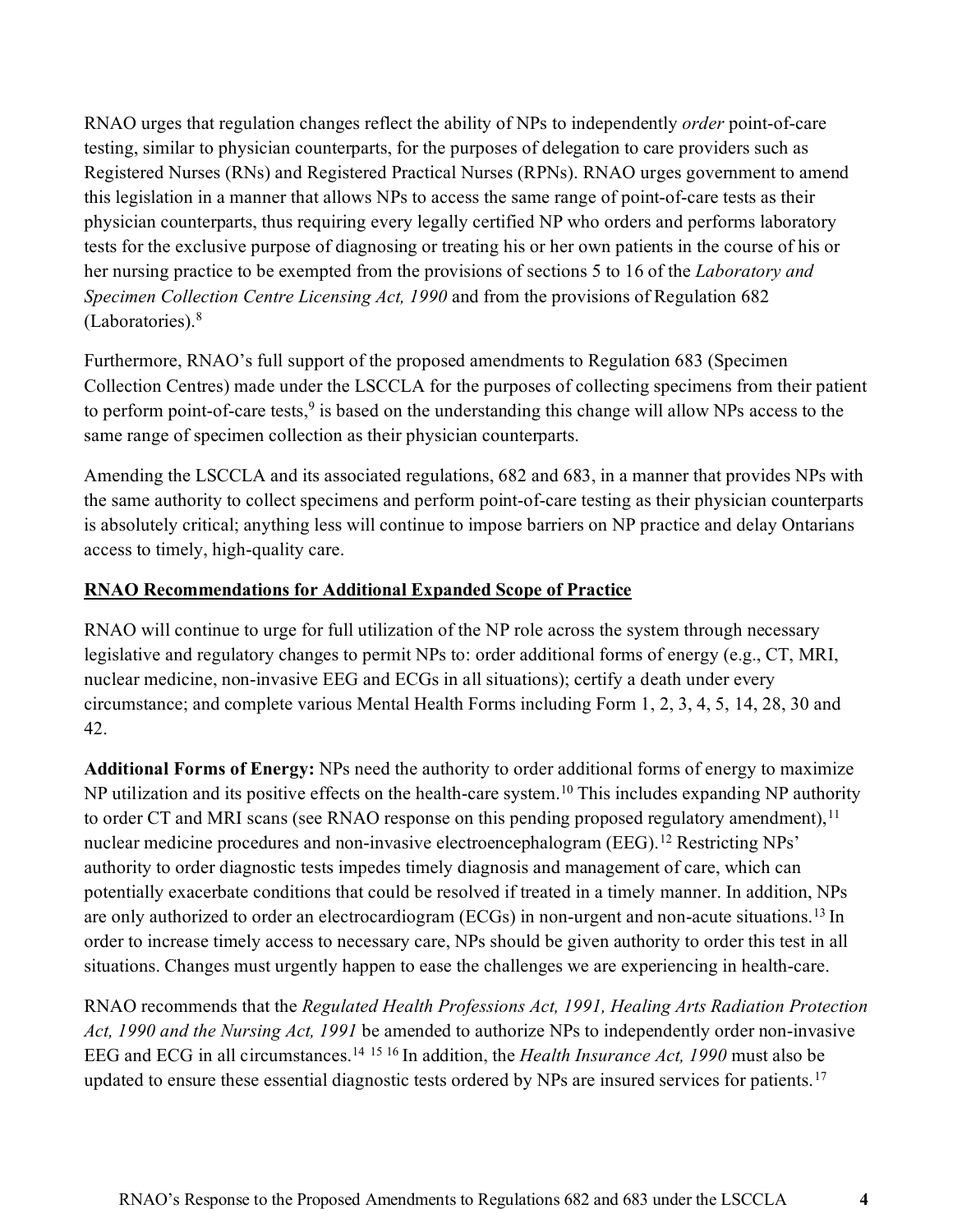RNAO urges that regulation changes reflect the ability of NPs to independently *order* point-of-care testing, similar to physician counterparts, for the purposes of delegation to care providers such as Registered Nurses (RNs) and Registered Practical Nurses (RPNs). RNAO urges government to amend this legislation in a manner that allows NPs to access the same range of point-of-care tests as their physician counterparts, thus requiring every legally certified NP who orders and performs laboratory tests for the exclusive purpose of diagnosing or treating his or her own patients in the course of his or her nursing practice to be exempted from the provisions of sections 5 to 16 of the *Laboratory and Specimen Collection Centre Licensing Act, 1990* and from the provisions of Regulation 682 (Laboratories).[8]

Furthermore, RNAO's full support of the proposed amendments to Regulation 683 (Specimen Collection Centres) made under the LSCCLA for the purposes of collecting specimens from their patient to perform point-of-care tests,[9] is based on the understanding this change will allow NPs access to the same range of specimen collection as their physician counterparts.

Amending the LSCCLA and its associated regulations, 682 and 683, in a manner that provides NPs with the same authority to collect specimens and perform point-of-care testing as their physician counterparts is absolutely critical; anything less will continue to impose barriers on NP practice and delay Ontarians access to timely, high-quality care.

## RNAO Recommendations for Additional Expanded Scope of Practice

RNAO will continue to urge for full utilization of the NP role across the system through necessary legislative and regulatory changes to permit NPs to: order additional forms of energy (e.g., CT, MRI, nuclear medicine, non-invasive EEG and ECGs in all situations); certify a death under every circumstance; and complete various Mental Health Forms including Form 1, 2, 3, 4, 5, 14, 28, 30 and 42.

**Additional Forms of Energy:** NPs need the authority to order additional forms of energy to maximize NP utilization and its positive effects on the health-care system.[10] This includes expanding NP authority to order CT and MRI scans (see RNAO response on this pending proposed regulatory amendment),[11] nuclear medicine procedures and non-invasive electroencephalogram (EEG).[12] Restricting NPs' authority to order diagnostic tests impedes timely diagnosis and management of care, which can potentially exacerbate conditions that could be resolved if treated in a timely manner. In addition, NPs are only authorized to order an electrocardiogram (ECGs) in non-urgent and non-acute situations.[13] In order to increase timely access to necessary care, NPs should be given authority to order this test in all situations. Changes must urgently happen to ease the challenges we are experiencing in health-care.

RNAO recommends that the *Regulated Health Professions Act, 1991, Healing Arts Radiation Protection Act, 1990 and the Nursing Act, 1991* be amended to authorize NPs to independently order non-invasive EEG and ECG in all circumstances.[14] [15] [16] In addition, the *Health Insurance Act, 1990* must also be updated to ensure these essential diagnostic tests ordered by NPs are insured services for patients.[17]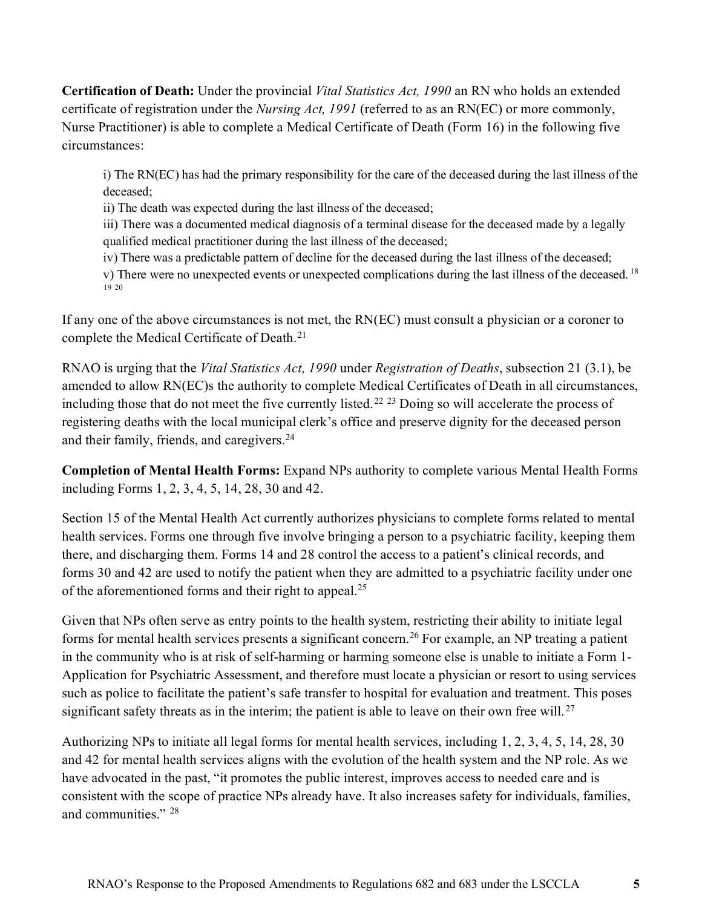**Certification of Death:** Under the provincial *Vital Statistics Act, 1990* an RN who holds an extended certificate of registration under the *Nursing Act, 1991* (referred to as an RN(EC) or more commonly, Nurse Practitioner) is able to complete a Medical Certificate of Death (Form 16) in the following five circumstances:

> i) The RN(EC) has had the primary responsibility for the care of the deceased during the last illness of the deceased;
> ii) The death was expected during the last illness of the deceased;
> iii) There was a documented medical diagnosis of a terminal disease for the deceased made by a legally qualified medical practitioner during the last illness of the deceased;
> iv) There was a predictable pattern of decline for the deceased during the last illness of the deceased;
> v) There were no unexpected events or unexpected complications during the last illness of the deceased.[18][19][20]

If any one of the above circumstances is not met, the RN(EC) must consult a physician or a coroner to complete the Medical Certificate of Death.[21]

RNAO is urging that the *Vital Statistics Act, 1990* under *Registration of Deaths*, subsection 21 (3.1), be amended to allow RN(EC)s the authority to complete Medical Certificates of Death in all circumstances, including those that do not meet the five currently listed.[22][23] Doing so will accelerate the process of registering deaths with the local municipal clerk's office and preserve dignity for the deceased person and their family, friends, and caregivers.[24]

**Completion of Mental Health Forms:** Expand NPs authority to complete various Mental Health Forms including Forms 1, 2, 3, 4, 5, 14, 28, 30 and 42.

Section 15 of the Mental Health Act currently authorizes physicians to complete forms related to mental health services. Forms one through five involve bringing a person to a psychiatric facility, keeping them there, and discharging them. Forms 14 and 28 control the access to a patient's clinical records, and forms 30 and 42 are used to notify the patient when they are admitted to a psychiatric facility under one of the aforementioned forms and their right to appeal.[25]

Given that NPs often serve as entry points to the health system, restricting their ability to initiate legal forms for mental health services presents a significant concern.[26] For example, an NP treating a patient in the community who is at risk of self-harming or harming someone else is unable to initiate a Form 1- Application for Psychiatric Assessment, and therefore must locate a physician or resort to using services such as police to facilitate the patient's safe transfer to hospital for evaluation and treatment. This poses significant safety threats as in the interim; the patient is able to leave on their own free will.[27]

Authorizing NPs to initiate all legal forms for mental health services, including 1, 2, 3, 4, 5, 14, 28, 30 and 42 for mental health services aligns with the evolution of the health system and the NP role. As we have advocated in the past, "it promotes the public interest, improves access to needed care and is consistent with the scope of practice NPs already have. It also increases safety for individuals, families, and communities." [28]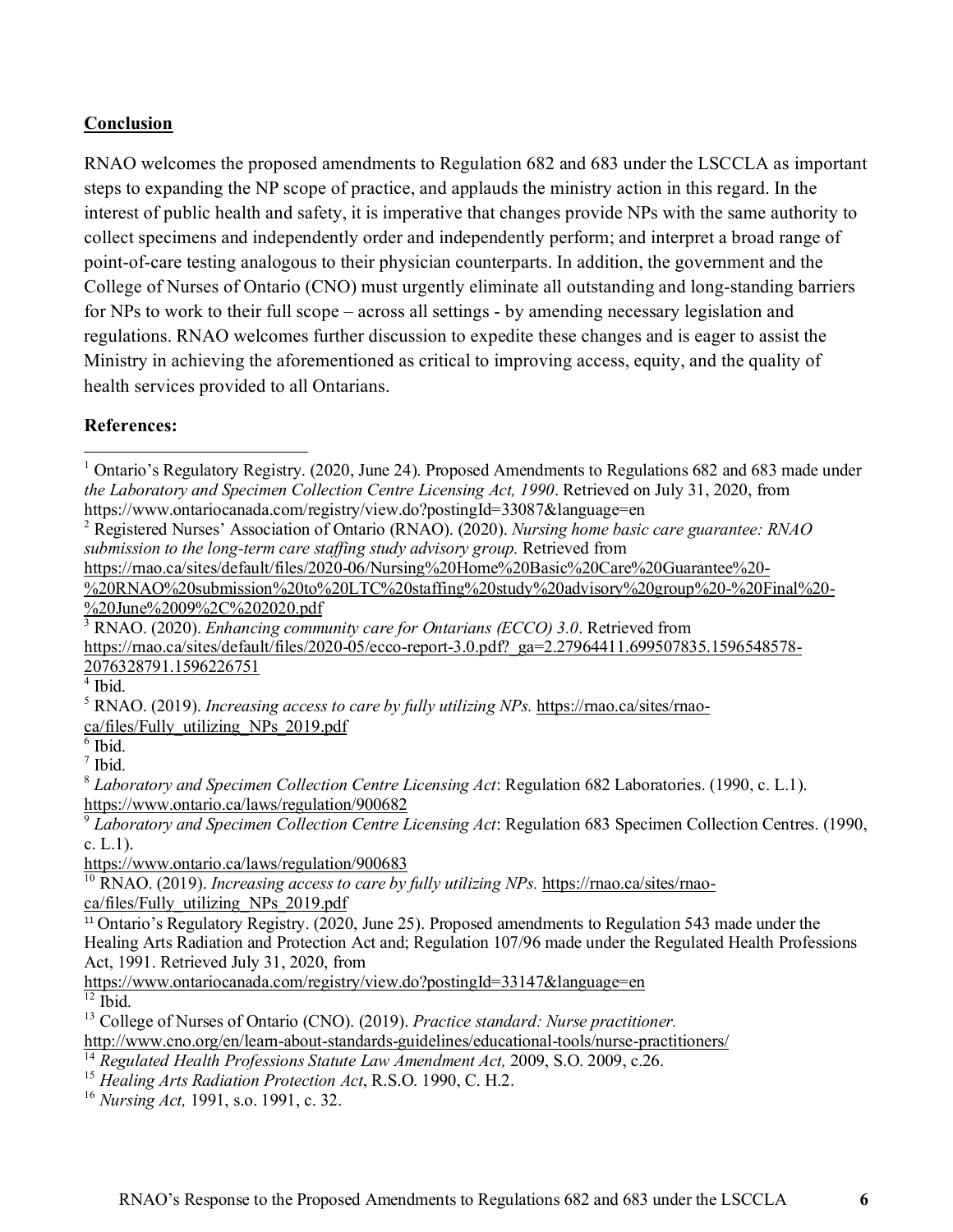## Conclusion

RNAO welcomes the proposed amendments to Regulation 682 and 683 under the LSCCLA as important steps to expanding the NP scope of practice, and applauds the ministry action in this regard. In the interest of public health and safety, it is imperative that changes provide NPs with the same authority to collect specimens and independently order and independently perform; and interpret a broad range of point-of-care testing analogous to their physician counterparts. In addition, the government and the College of Nurses of Ontario (CNO) must urgently eliminate all outstanding and long-standing barriers for NPs to work to their full scope – across all settings - by amending necessary legislation and regulations. RNAO welcomes further discussion to expedite these changes and is eager to assist the Ministry in achieving the aforementioned as critical to improving access, equity, and the quality of health services provided to all Ontarians.

**References:**

---

[1] Ontario's Regulatory Registry. (2020, June 24). Proposed Amendments to Regulations 682 and 683 made under *the Laboratory and Specimen Collection Centre Licensing Act, 1990*. Retrieved on July 31, 2020, from https://www.ontariocanada.com/registry/view.do?postingId=33087&language=en

[2] Registered Nurses' Association of Ontario (RNAO). (2020). *Nursing home basic care guarantee: RNAO submission to the long-term care staffing study advisory group.* Retrieved from https://rnao.ca/sites/default/files/2020-06/Nursing%20Home%20Basic%20Care%20Guarantee%20-%20RNAO%20submission%20to%20LTC%20staffing%20study%20advisory%20group%20-%20Final%20-%20June%2009%2C%202020.pdf

[3] RNAO. (2020). *Enhancing community care for Ontarians (ECCO) 3.0*. Retrieved from https://rnao.ca/sites/default/files/2020-05/ecco-report-3.0.pdf?_ga=2.27964411.699507835.1596548578-2076328791.1596226751

[4] Ibid.

[5] RNAO. (2019). *Increasing access to care by fully utilizing NPs.* https://rnao.ca/sites/rnao-ca/files/Fully_utilizing_NPs_2019.pdf

[6] Ibid.

[7] Ibid.

[8] *Laboratory and Specimen Collection Centre Licensing Act*: Regulation 682 Laboratories. (1990, c. L.1). https://www.ontario.ca/laws/regulation/900682

[9] *Laboratory and Specimen Collection Centre Licensing Act*: Regulation 683 Specimen Collection Centres. (1990, c. L.1).
https://www.ontario.ca/laws/regulation/900683

[10] RNAO. (2019). *Increasing access to care by fully utilizing NPs.* https://rnao.ca/sites/rnao-ca/files/Fully_utilizing_NPs_2019.pdf

[11] Ontario's Regulatory Registry. (2020, June 25). Proposed amendments to Regulation 543 made under the Healing Arts Radiation and Protection Act and; Regulation 107/96 made under the Regulated Health Professions Act, 1991. Retrieved July 31, 2020, from
https://www.ontariocanada.com/registry/view.do?postingId=33147&language=en

[12] Ibid.

[13] College of Nurses of Ontario (CNO). (2019). *Practice standard: Nurse practitioner.* http://www.cno.org/en/learn-about-standards-guidelines/educational-tools/nurse-practitioners/

[14] *Regulated Health Professions Statute Law Amendment Act,* 2009, S.O. 2009, c.26.

[15] *Healing Arts Radiation Protection Act*, R.S.O. 1990, C. H.2.

[16] *Nursing Act,* 1991, s.o. 1991, c. 32.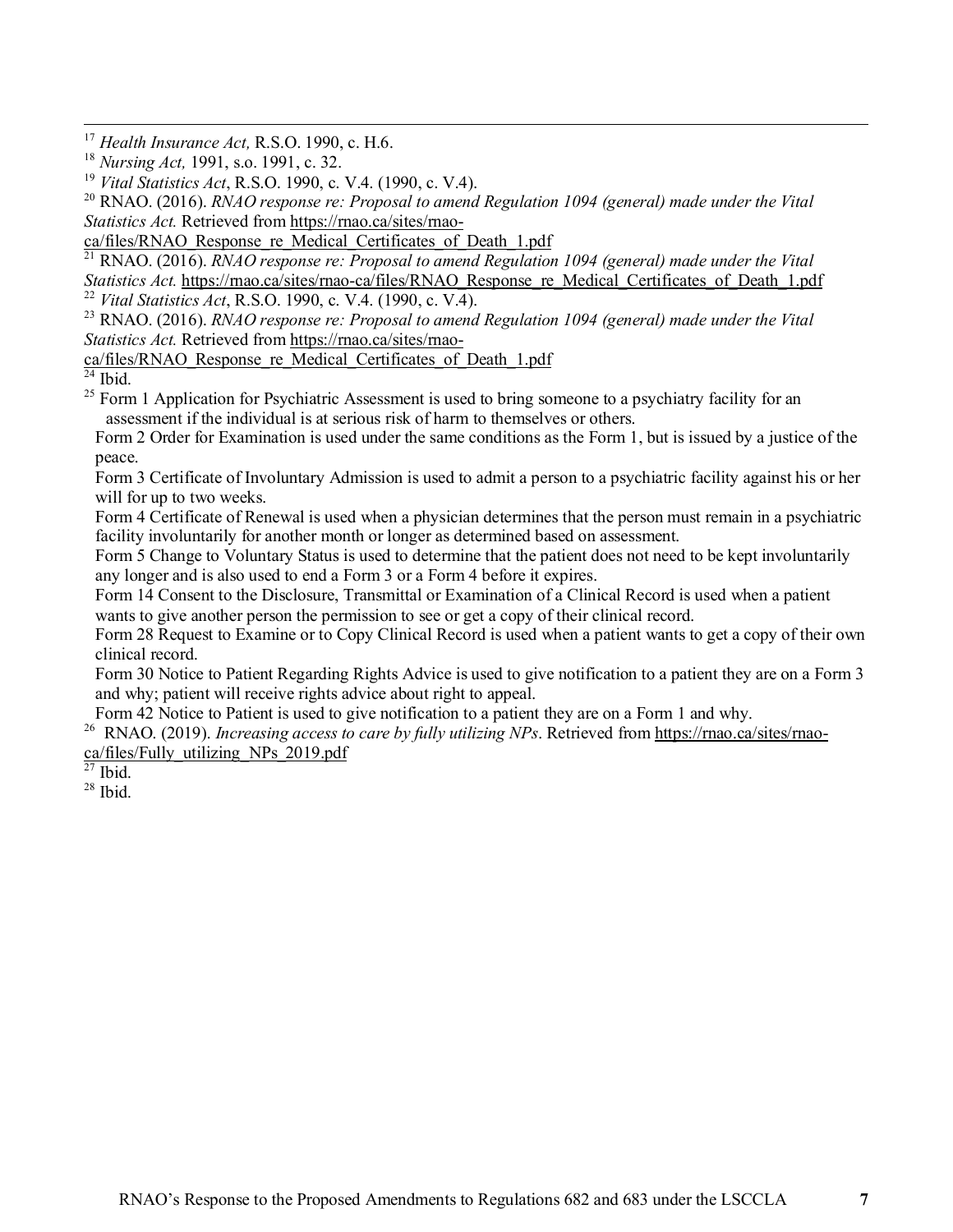[17] *Health Insurance Act,* R.S.O. 1990, c. H.6.

[18] *Nursing Act,* 1991, s.o. 1991, c. 32.

[19] *Vital Statistics Act*, R.S.O. 1990, c. V.4. (1990, c. V.4).

[20] RNAO. (2016). *RNAO response re: Proposal to amend Regulation 1094 (general) made under the Vital Statistics Act.* Retrieved from https://rnao.ca/sites/rnao-ca/files/RNAO_Response_re_Medical_Certificates_of_Death_1.pdf

[21] RNAO. (2016). *RNAO response re: Proposal to amend Regulation 1094 (general) made under the Vital Statistics Act.* https://rnao.ca/sites/rnao-ca/files/RNAO_Response_re_Medical_Certificates_of_Death_1.pdf

[22] *Vital Statistics Act*, R.S.O. 1990, c. V.4. (1990, c. V.4).

[23] RNAO. (2016). *RNAO response re: Proposal to amend Regulation 1094 (general) made under the Vital Statistics Act.* Retrieved from https://rnao.ca/sites/rnao-ca/files/RNAO_Response_re_Medical_Certificates_of_Death_1.pdf

[24] Ibid.

[25] Form 1 Application for Psychiatric Assessment is used to bring someone to a psychiatry facility for an assessment if the individual is at serious risk of harm to themselves or others.

Form 2 Order for Examination is used under the same conditions as the Form 1, but is issued by a justice of the peace.

Form 3 Certificate of Involuntary Admission is used to admit a person to a psychiatric facility against his or her will for up to two weeks.

Form 4 Certificate of Renewal is used when a physician determines that the person must remain in a psychiatric facility involuntarily for another month or longer as determined based on assessment.

Form 5 Change to Voluntary Status is used to determine that the patient does not need to be kept involuntarily any longer and is also used to end a Form 3 or a Form 4 before it expires.

Form 14 Consent to the Disclosure, Transmittal or Examination of a Clinical Record is used when a patient wants to give another person the permission to see or get a copy of their clinical record.

Form 28 Request to Examine or to Copy Clinical Record is used when a patient wants to get a copy of their own clinical record.

Form 30 Notice to Patient Regarding Rights Advice is used to give notification to a patient they are on a Form 3 and why; patient will receive rights advice about right to appeal.

Form 42 Notice to Patient is used to give notification to a patient they are on a Form 1 and why.

[26] RNAO. (2019). *Increasing access to care by fully utilizing NPs*. Retrieved from https://rnao.ca/sites/rnao-ca/files/Fully_utilizing_NPs_2019.pdf

[27] Ibid.

[28] Ibid.